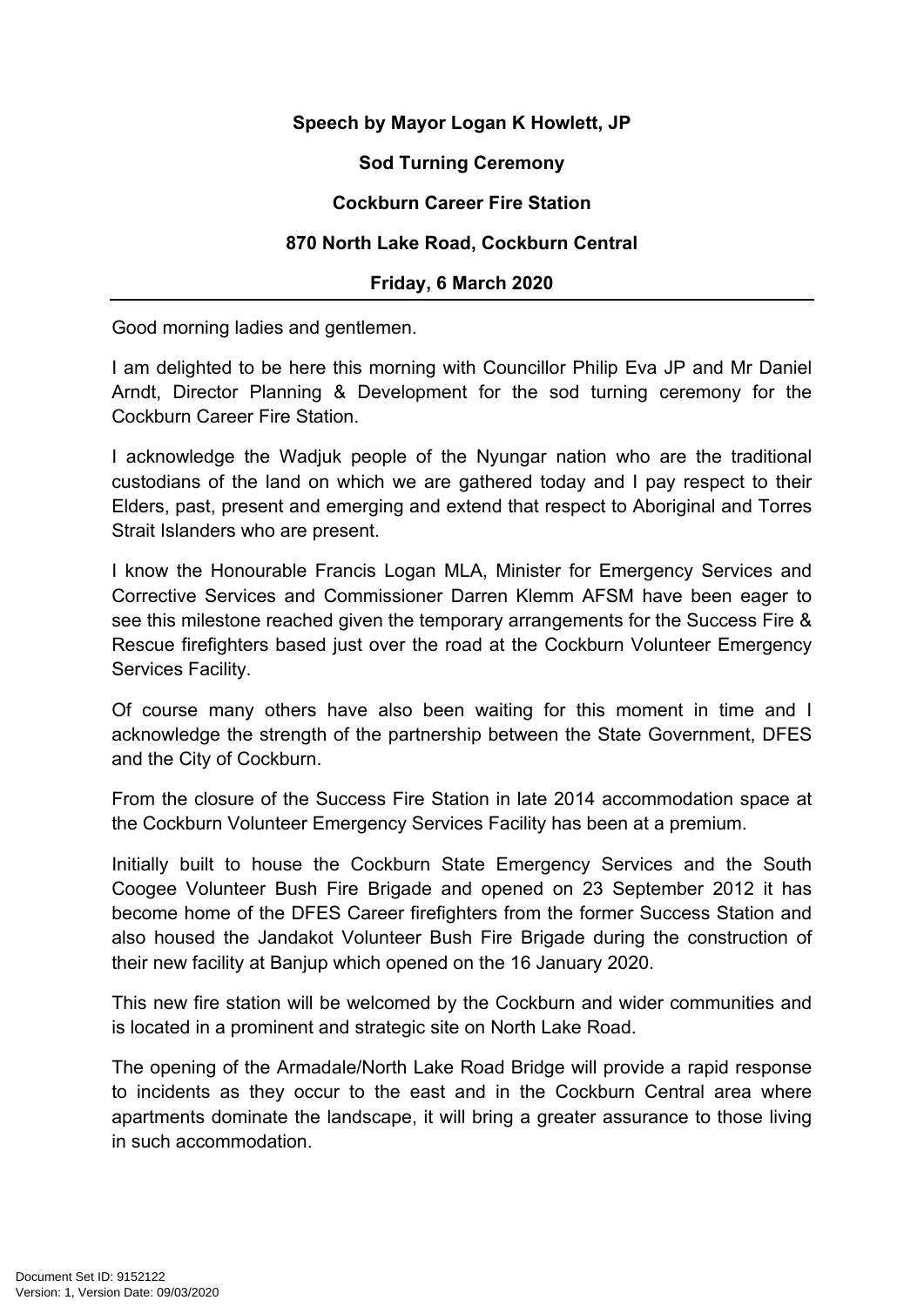**Speech by Mayor Logan K Howlett, JP**

**Sod Turning Ceremony**

**Cockburn Career Fire Station**

**870 North Lake Road, Cockburn Central**

**Friday, 6 March 2020**

---

Good morning ladies and gentlemen.

I am delighted to be here this morning with Councillor Philip Eva JP and Mr Daniel Arndt, Director Planning & Development for the sod turning ceremony for the Cockburn Career Fire Station.

I acknowledge the Wadjuk people of the Nyungar nation who are the traditional custodians of the land on which we are gathered today and I pay respect to their Elders, past, present and emerging and extend that respect to Aboriginal and Torres Strait Islanders who are present.

I know the Honourable Francis Logan MLA, Minister for Emergency Services and Corrective Services and Commissioner Darren Klemm AFSM have been eager to see this milestone reached given the temporary arrangements for the Success Fire & Rescue firefighters based just over the road at the Cockburn Volunteer Emergency Services Facility.

Of course many others have also been waiting for this moment in time and I acknowledge the strength of the partnership between the State Government, DFES and the City of Cockburn.

From the closure of the Success Fire Station in late 2014 accommodation space at the Cockburn Volunteer Emergency Services Facility has been at a premium.

Initially built to house the Cockburn State Emergency Services and the South Coogee Volunteer Bush Fire Brigade and opened on 23 September 2012 it has become home of the DFES Career firefighters from the former Success Station and also housed the Jandakot Volunteer Bush Fire Brigade during the construction of their new facility at Banjup which opened on the 16 January 2020.

This new fire station will be welcomed by the Cockburn and wider communities and is located in a prominent and strategic site on North Lake Road.

The opening of the Armadale/North Lake Road Bridge will provide a rapid response to incidents as they occur to the east and in the Cockburn Central area where apartments dominate the landscape, it will bring a greater assurance to those living in such accommodation.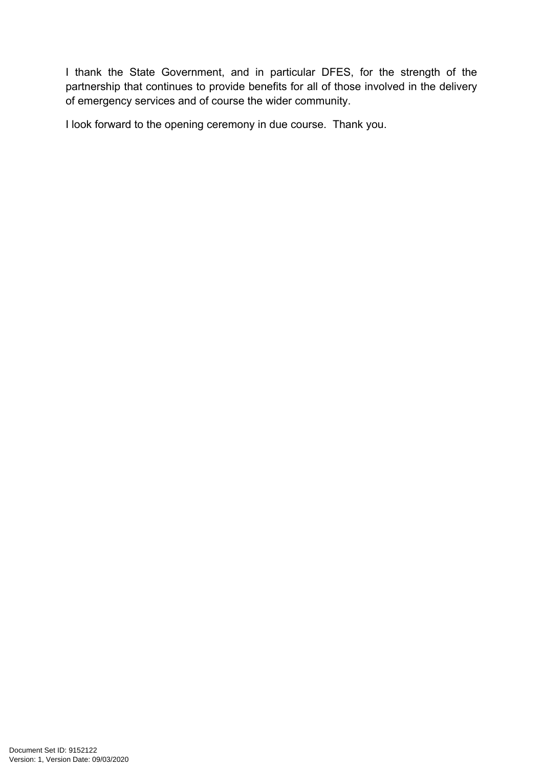I thank the State Government, and in particular DFES, for the strength of the partnership that continues to provide benefits for all of those involved in the delivery of emergency services and of course the wider community.

I look forward to the opening ceremony in due course. Thank you.